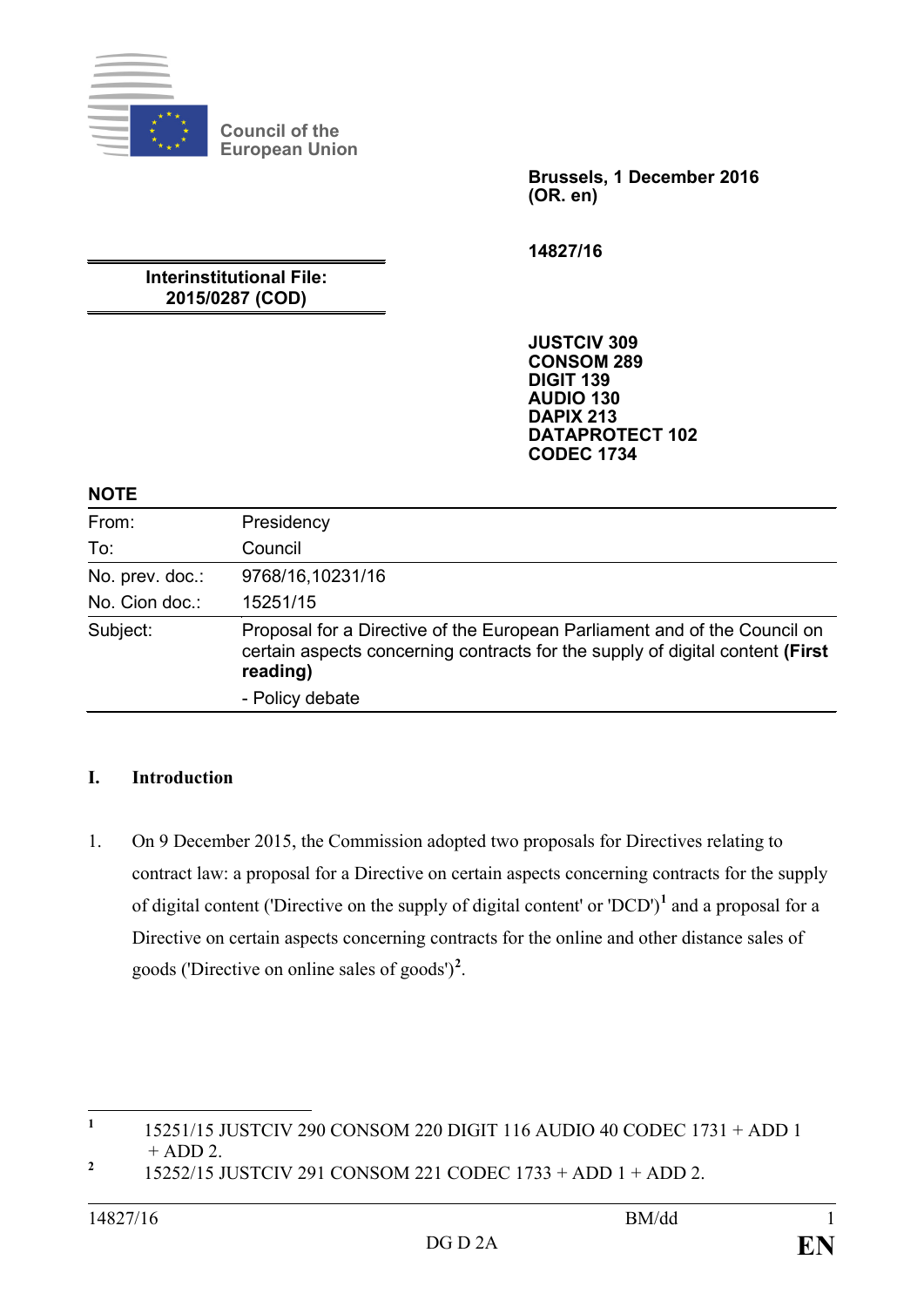Council of the European Union

**Brussels, 1 December 2016**
**(OR. en)**

**14827/16**

**Interinstitutional File:**
**2015/0287 (COD)**

**JUSTCIV 309**
**CONSOM 289**
**DIGIT 139**
**AUDIO 130**
**DAPIX 213**
**DATAPROTECT 102**
**CODEC 1734**

**NOTE**

| | |
|---|---|
| From: | Presidency |
| To: | Council |
| No. prev. doc.: | 9768/16,10231/16 |
| No. Cion doc.: | 15251/15 |
| Subject: | Proposal for a Directive of the European Parliament and of the Council on certain aspects concerning contracts for the supply of digital content **(First reading)**<br>- Policy debate |

## I. Introduction

1. On 9 December 2015, the Commission adopted two proposals for Directives relating to contract law: a proposal for a Directive on certain aspects concerning contracts for the supply of digital content ('Directive on the supply of digital content' or 'DCD')[1] and a proposal for a Directive on certain aspects concerning contracts for the online and other distance sales of goods ('Directive on online sales of goods')[2].

---

[1] 15251/15 JUSTCIV 290 CONSOM 220 DIGIT 116 AUDIO 40 CODEC 1731 + ADD 1 + ADD 2.

[2] 15252/15 JUSTCIV 291 CONSOM 221 CODEC 1733 + ADD 1 + ADD 2.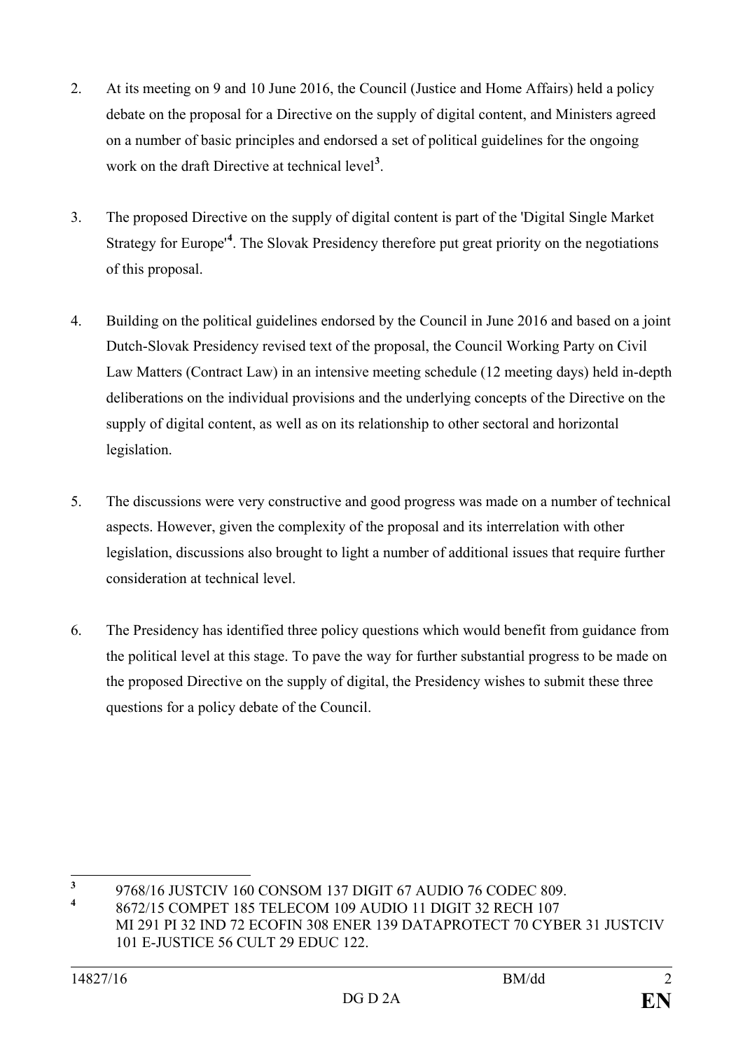2. At its meeting on 9 and 10 June 2016, the Council (Justice and Home Affairs) held a policy debate on the proposal for a Directive on the supply of digital content, and Ministers agreed on a number of basic principles and endorsed a set of political guidelines for the ongoing work on the draft Directive at technical level[3].

3. The proposed Directive on the supply of digital content is part of the 'Digital Single Market Strategy for Europe'[4]. The Slovak Presidency therefore put great priority on the negotiations of this proposal.

4. Building on the political guidelines endorsed by the Council in June 2016 and based on a joint Dutch-Slovak Presidency revised text of the proposal, the Council Working Party on Civil Law Matters (Contract Law) in an intensive meeting schedule (12 meeting days) held in-depth deliberations on the individual provisions and the underlying concepts of the Directive on the supply of digital content, as well as on its relationship to other sectoral and horizontal legislation.

5. The discussions were very constructive and good progress was made on a number of technical aspects. However, given the complexity of the proposal and its interrelation with other legislation, discussions also brought to light a number of additional issues that require further consideration at technical level.

6. The Presidency has identified three policy questions which would benefit from guidance from the political level at this stage. To pave the way for further substantial progress to be made on the proposed Directive on the supply of digital, the Presidency wishes to submit these three questions for a policy debate of the Council.

---

[3] 9768/16 JUSTCIV 160 CONSOM 137 DIGIT 67 AUDIO 76 CODEC 809.

[4] 8672/15 COMPET 185 TELECOM 109 AUDIO 11 DIGIT 32 RECH 107 MI 291 PI 32 IND 72 ECOFIN 308 ENER 139 DATAPROTECT 70 CYBER 31 JUSTCIV 101 E-JUSTICE 56 CULT 29 EDUC 122.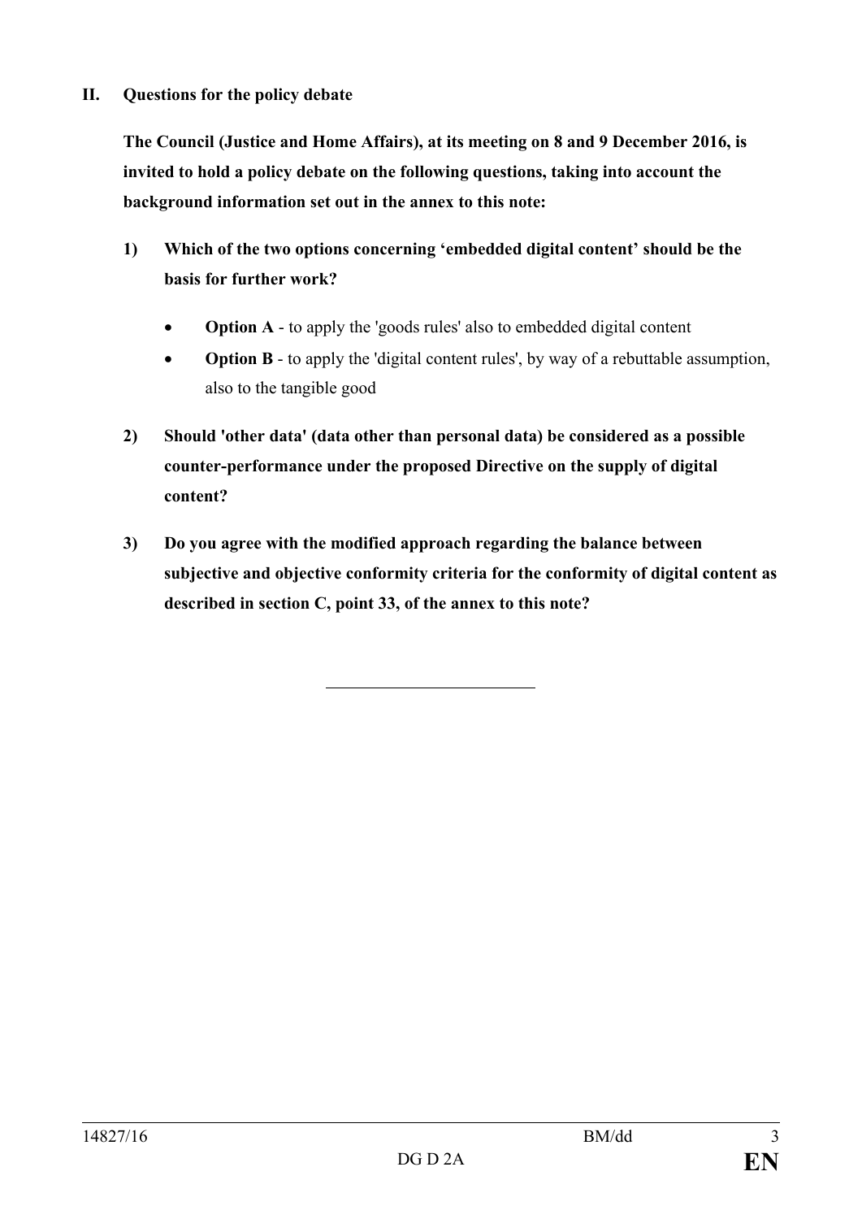## II. Questions for the policy debate

**The Council (Justice and Home Affairs), at its meeting on 8 and 9 December 2016, is invited to hold a policy debate on the following questions, taking into account the background information set out in the annex to this note:**

**1) Which of the two options concerning 'embedded digital content' should be the basis for further work?**

- **Option A** - to apply the 'goods rules' also to embedded digital content
- **Option B** - to apply the 'digital content rules', by way of a rebuttable assumption, also to the tangible good

**2) Should 'other data' (data other than personal data) be considered as a possible counter-performance under the proposed Directive on the supply of digital content?**

**3) Do you agree with the modified approach regarding the balance between subjective and objective conformity criteria for the conformity of digital content as described in section C, point 33, of the annex to this note?**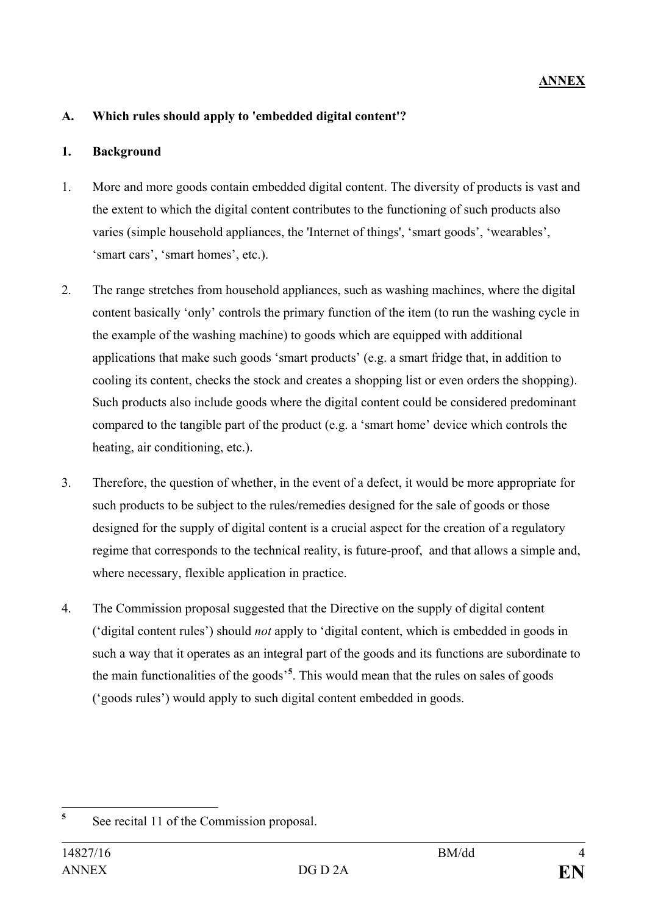**ANNEX**

## A. Which rules should apply to 'embedded digital content'?

### 1. Background

1. More and more goods contain embedded digital content. The diversity of products is vast and the extent to which the digital content contributes to the functioning of such products also varies (simple household appliances, the 'Internet of things', 'smart goods', 'wearables', 'smart cars', 'smart homes', etc.).

2. The range stretches from household appliances, such as washing machines, where the digital content basically 'only' controls the primary function of the item (to run the washing cycle in the example of the washing machine) to goods which are equipped with additional applications that make such goods 'smart products' (e.g. a smart fridge that, in addition to cooling its content, checks the stock and creates a shopping list or even orders the shopping). Such products also include goods where the digital content could be considered predominant compared to the tangible part of the product (e.g. a 'smart home' device which controls the heating, air conditioning, etc.).

3. Therefore, the question of whether, in the event of a defect, it would be more appropriate for such products to be subject to the rules/remedies designed for the sale of goods or those designed for the supply of digital content is a crucial aspect for the creation of a regulatory regime that corresponds to the technical reality, is future-proof, and that allows a simple and, where necessary, flexible application in practice.

4. The Commission proposal suggested that the Directive on the supply of digital content ('digital content rules') should *not* apply to 'digital content, which is embedded in goods in such a way that it operates as an integral part of the goods and its functions are subordinate to the main functionalities of the goods'[5]. This would mean that the rules on sales of goods ('goods rules') would apply to such digital content embedded in goods.

---

[5] See recital 11 of the Commission proposal.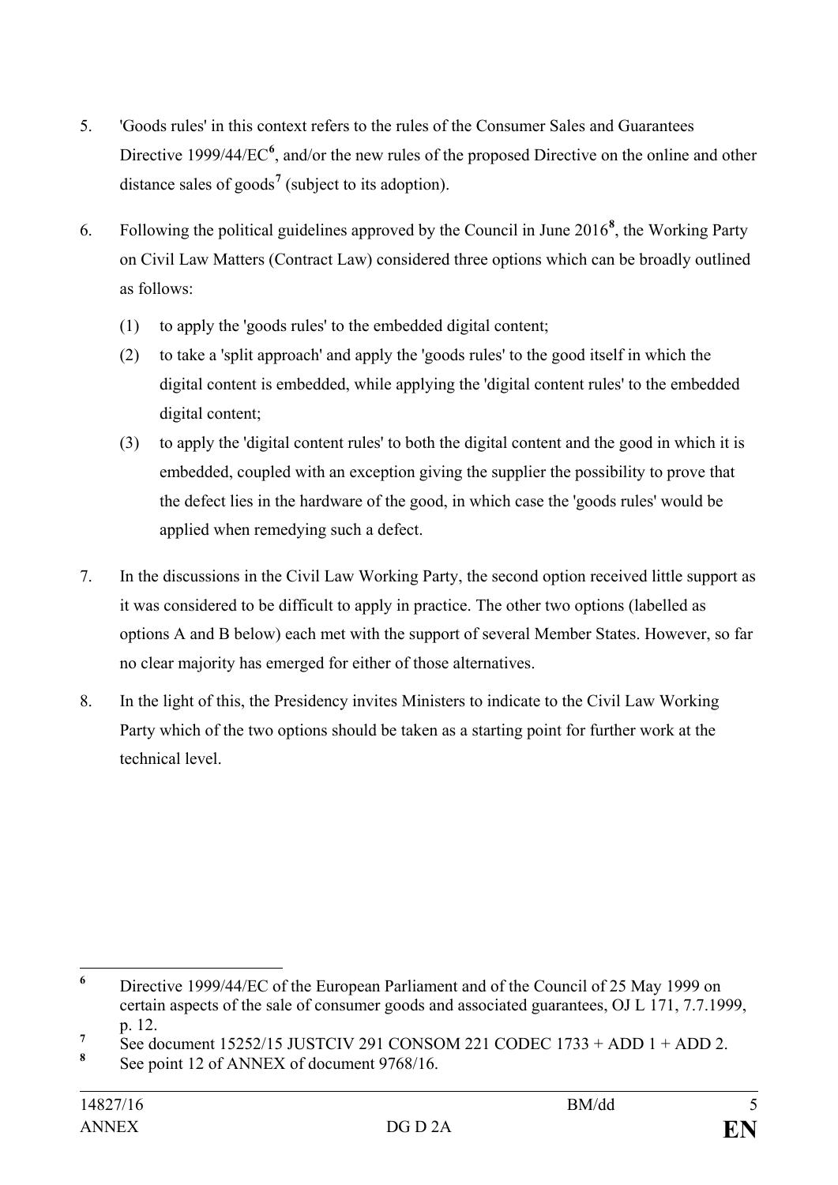5. 'Goods rules' in this context refers to the rules of the Consumer Sales and Guarantees Directive 1999/44/EC[6], and/or the new rules of the proposed Directive on the online and other distance sales of goods[7] (subject to its adoption).

6. Following the political guidelines approved by the Council in June 2016[8], the Working Party on Civil Law Matters (Contract Law) considered three options which can be broadly outlined as follows:

   (1) to apply the 'goods rules' to the embedded digital content;

   (2) to take a 'split approach' and apply the 'goods rules' to the good itself in which the digital content is embedded, while applying the 'digital content rules' to the embedded digital content;

   (3) to apply the 'digital content rules' to both the digital content and the good in which it is embedded, coupled with an exception giving the supplier the possibility to prove that the defect lies in the hardware of the good, in which case the 'goods rules' would be applied when remedying such a defect.

7. In the discussions in the Civil Law Working Party, the second option received little support as it was considered to be difficult to apply in practice. The other two options (labelled as options A and B below) each met with the support of several Member States. However, so far no clear majority has emerged for either of those alternatives.

8. In the light of this, the Presidency invites Ministers to indicate to the Civil Law Working Party which of the two options should be taken as a starting point for further work at the technical level.

---

[6] Directive 1999/44/EC of the European Parliament and of the Council of 25 May 1999 on certain aspects of the sale of consumer goods and associated guarantees, OJ L 171, 7.7.1999, p. 12.

[7] See document 15252/15 JUSTCIV 291 CONSOM 221 CODEC 1733 + ADD 1 + ADD 2.

[8] See point 12 of ANNEX of document 9768/16.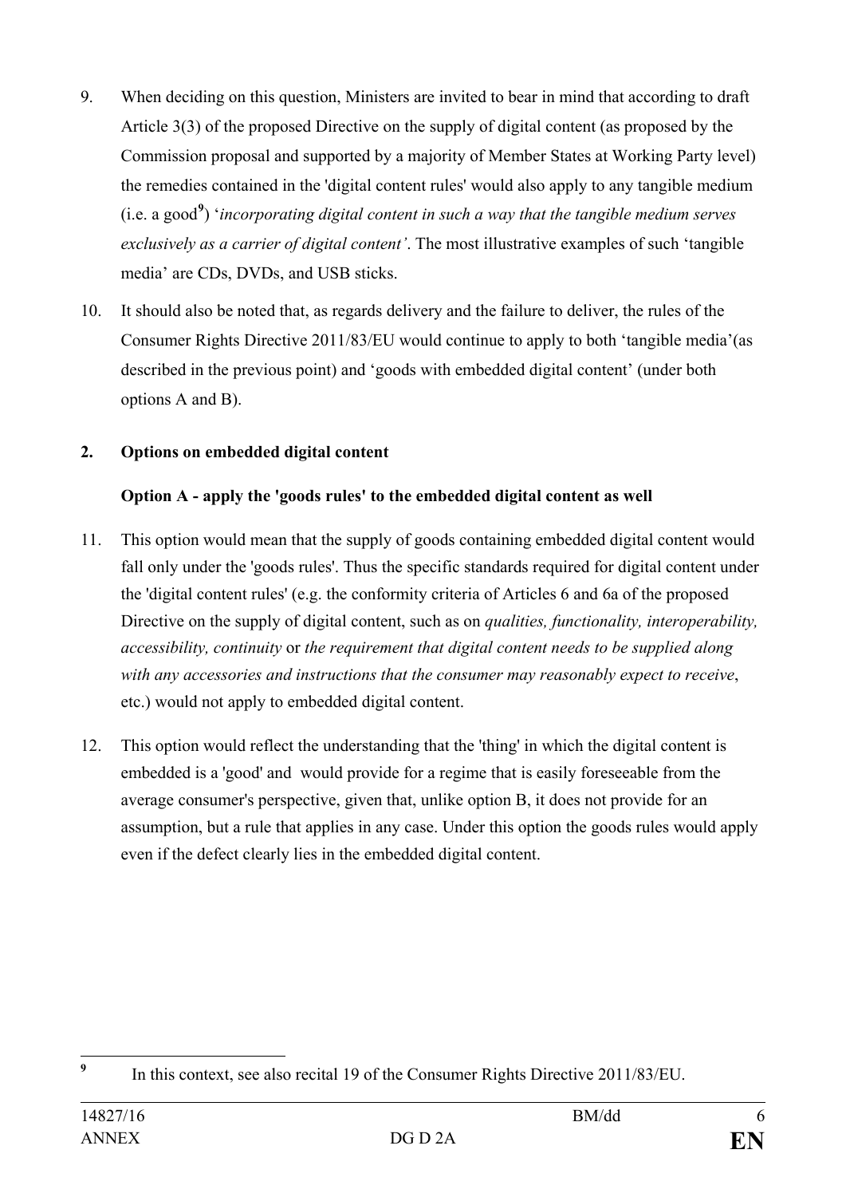9. When deciding on this question, Ministers are invited to bear in mind that according to draft Article 3(3) of the proposed Directive on the supply of digital content (as proposed by the Commission proposal and supported by a majority of Member States at Working Party level) the remedies contained in the 'digital content rules' would also apply to any tangible medium (i.e. a good[9]) '*incorporating digital content in such a way that the tangible medium serves exclusively as a carrier of digital content'*. The most illustrative examples of such 'tangible media' are CDs, DVDs, and USB sticks.

10. It should also be noted that, as regards delivery and the failure to deliver, the rules of the Consumer Rights Directive 2011/83/EU would continue to apply to both 'tangible media'(as described in the previous point) and 'goods with embedded digital content' (under both options A and B).

## 2. Options on embedded digital content

### Option A - apply the 'goods rules' to the embedded digital content as well

11. This option would mean that the supply of goods containing embedded digital content would fall only under the 'goods rules'. Thus the specific standards required for digital content under the 'digital content rules' (e.g. the conformity criteria of Articles 6 and 6a of the proposed Directive on the supply of digital content, such as on *qualities, functionality, interoperability, accessibility, continuity* or *the requirement that digital content needs to be supplied along with any accessories and instructions that the consumer may reasonably expect to receive*, etc.) would not apply to embedded digital content.

12. This option would reflect the understanding that the 'thing' in which the digital content is embedded is a 'good' and would provide for a regime that is easily foreseeable from the average consumer's perspective, given that, unlike option B, it does not provide for an assumption, but a rule that applies in any case. Under this option the goods rules would apply even if the defect clearly lies in the embedded digital content.

[9] In this context, see also recital 19 of the Consumer Rights Directive 2011/83/EU.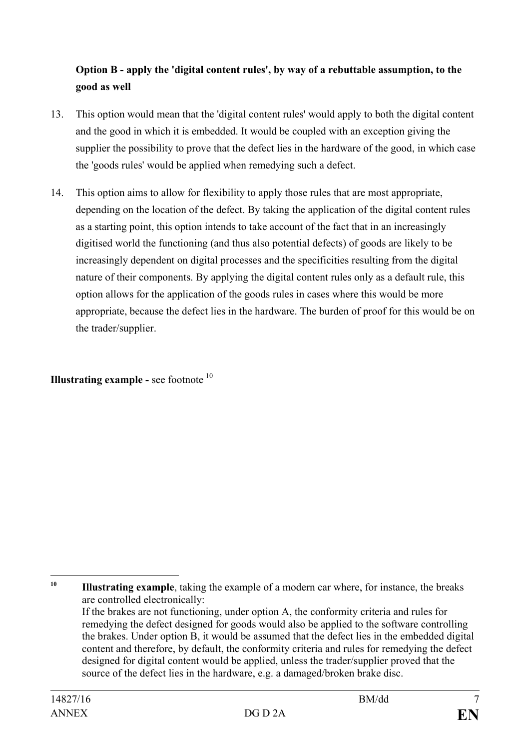**Option B - apply the 'digital content rules', by way of a rebuttable assumption, to the good as well**

13. This option would mean that the 'digital content rules' would apply to both the digital content and the good in which it is embedded. It would be coupled with an exception giving the supplier the possibility to prove that the defect lies in the hardware of the good, in which case the 'goods rules' would be applied when remedying such a defect.

14. This option aims to allow for flexibility to apply those rules that are most appropriate, depending on the location of the defect. By taking the application of the digital content rules as a starting point, this option intends to take account of the fact that in an increasingly digitised world the functioning (and thus also potential defects) of goods are likely to be increasingly dependent on digital processes and the specificities resulting from the digital nature of their components. By applying the digital content rules only as a default rule, this option allows for the application of the goods rules in cases where this would be more appropriate, because the defect lies in the hardware. The burden of proof for this would be on the trader/supplier.

**Illustrating example -** see footnote [10]

---

[10] **Illustrating example**, taking the example of a modern car where, for instance, the breaks are controlled electronically:
If the brakes are not functioning, under option A, the conformity criteria and rules for remedying the defect designed for goods would also be applied to the software controlling the brakes. Under option B, it would be assumed that the defect lies in the embedded digital content and therefore, by default, the conformity criteria and rules for remedying the defect designed for digital content would be applied, unless the trader/supplier proved that the source of the defect lies in the hardware, e.g. a damaged/broken brake disc.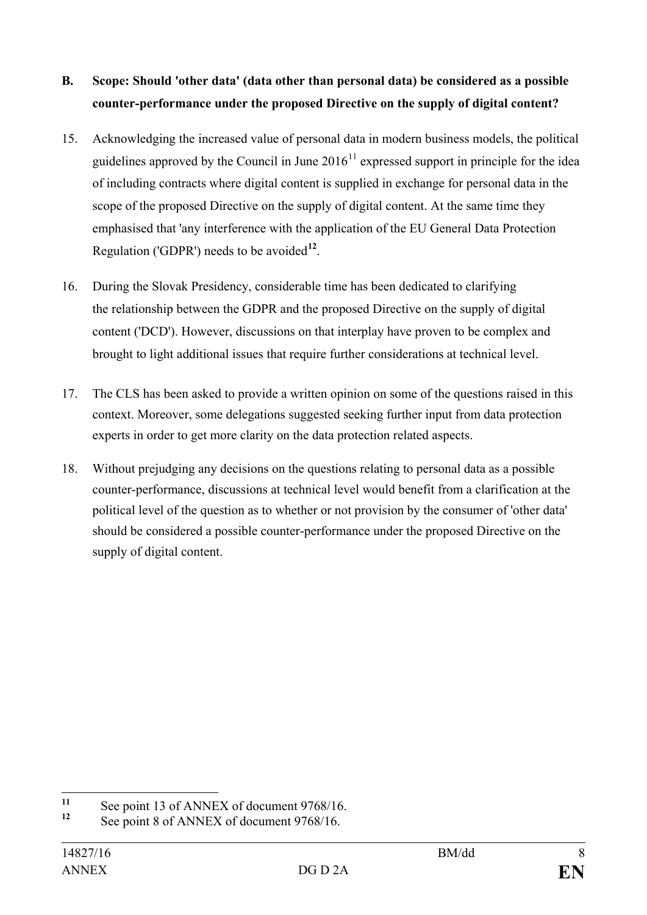**B. Scope: Should 'other data' (data other than personal data) be considered as a possible counter-performance under the proposed Directive on the supply of digital content?**

15. Acknowledging the increased value of personal data in modern business models, the political guidelines approved by the Council in June 2016[11] expressed support in principle for the idea of including contracts where digital content is supplied in exchange for personal data in the scope of the proposed Directive on the supply of digital content. At the same time they emphasised that 'any interference with the application of the EU General Data Protection Regulation ('GDPR') needs to be avoided[12].

16. During the Slovak Presidency, considerable time has been dedicated to clarifying the relationship between the GDPR and the proposed Directive on the supply of digital content ('DCD'). However, discussions on that interplay have proven to be complex and brought to light additional issues that require further considerations at technical level.

17. The CLS has been asked to provide a written opinion on some of the questions raised in this context. Moreover, some delegations suggested seeking further input from data protection experts in order to get more clarity on the data protection related aspects.

18. Without prejudging any decisions on the questions relating to personal data as a possible counter-performance, discussions at technical level would benefit from a clarification at the political level of the question as to whether or not provision by the consumer of 'other data' should be considered a possible counter-performance under the proposed Directive on the supply of digital content.

---

[11] See point 13 of ANNEX of document 9768/16.

[12] See point 8 of ANNEX of document 9768/16.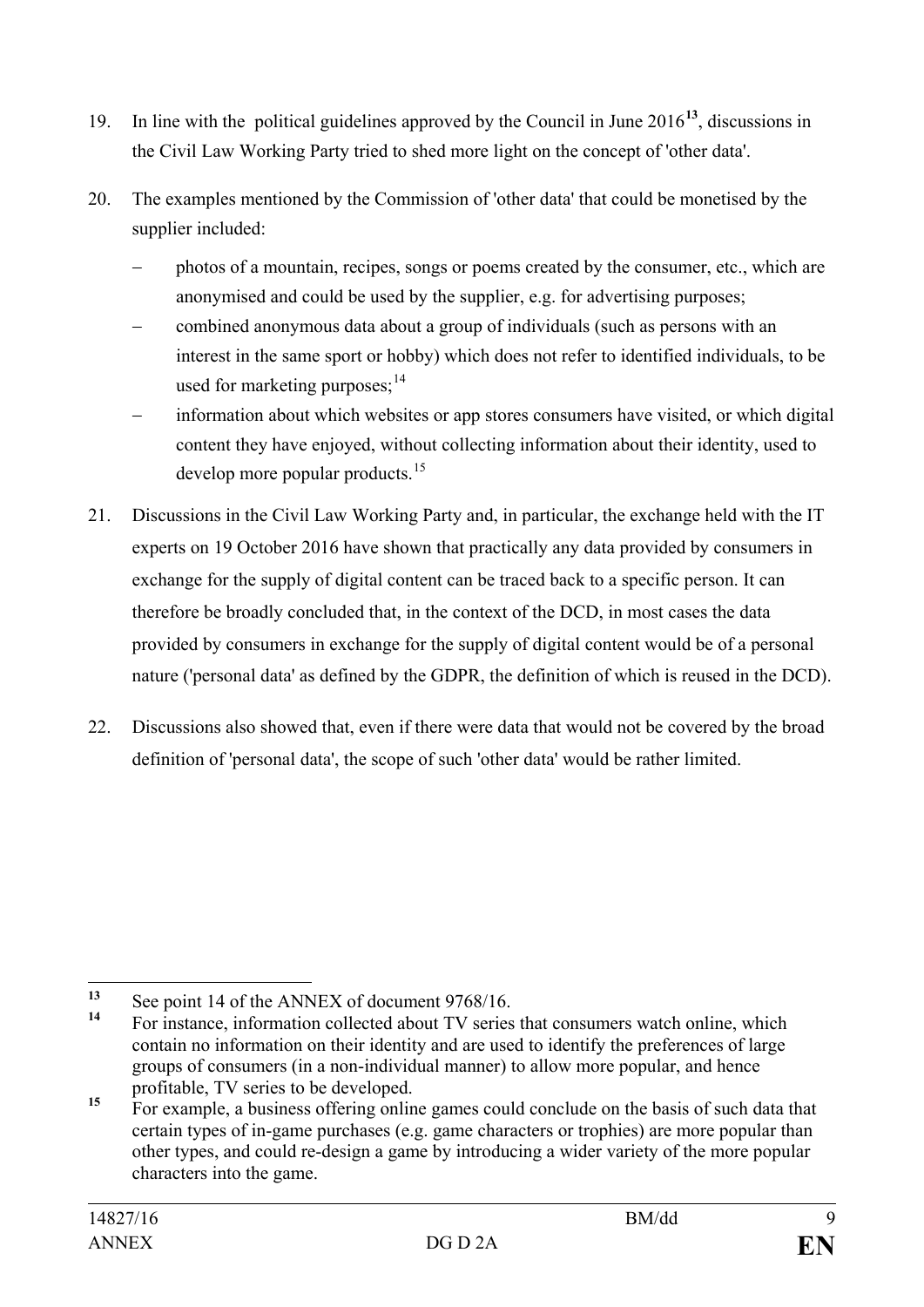19. In line with the political guidelines approved by the Council in June 2016[13], discussions in the Civil Law Working Party tried to shed more light on the concept of 'other data'.

20. The examples mentioned by the Commission of 'other data' that could be monetised by the supplier included:

    – photos of a mountain, recipes, songs or poems created by the consumer, etc., which are anonymised and could be used by the supplier, e.g. for advertising purposes;
    – combined anonymous data about a group of individuals (such as persons with an interest in the same sport or hobby) which does not refer to identified individuals, to be used for marketing purposes;[14]
    – information about which websites or app stores consumers have visited, or which digital content they have enjoyed, without collecting information about their identity, used to develop more popular products.[15]

21. Discussions in the Civil Law Working Party and, in particular, the exchange held with the IT experts on 19 October 2016 have shown that practically any data provided by consumers in exchange for the supply of digital content can be traced back to a specific person. It can therefore be broadly concluded that, in the context of the DCD, in most cases the data provided by consumers in exchange for the supply of digital content would be of a personal nature ('personal data' as defined by the GDPR, the definition of which is reused in the DCD).

22. Discussions also showed that, even if there were data that would not be covered by the broad definition of 'personal data', the scope of such 'other data' would be rather limited.

---

[13] See point 14 of the ANNEX of document 9768/16.

[14] For instance, information collected about TV series that consumers watch online, which contain no information on their identity and are used to identify the preferences of large groups of consumers (in a non-individual manner) to allow more popular, and hence profitable, TV series to be developed.

[15] For example, a business offering online games could conclude on the basis of such data that certain types of in-game purchases (e.g. game characters or trophies) are more popular than other types, and could re-design a game by introducing a wider variety of the more popular characters into the game.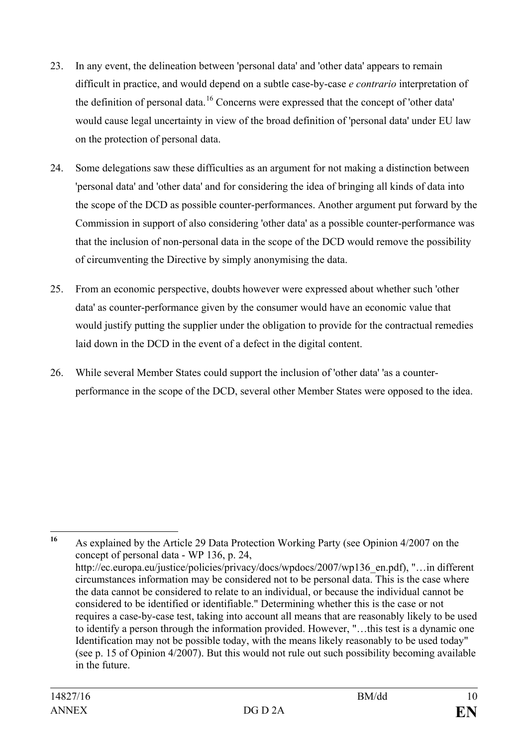23. In any event, the delineation between 'personal data' and 'other data' appears to remain difficult in practice, and would depend on a subtle case-by-case *e contrario* interpretation of the definition of personal data.[16] Concerns were expressed that the concept of 'other data' would cause legal uncertainty in view of the broad definition of 'personal data' under EU law on the protection of personal data.

24. Some delegations saw these difficulties as an argument for not making a distinction between 'personal data' and 'other data' and for considering the idea of bringing all kinds of data into the scope of the DCD as possible counter-performances. Another argument put forward by the Commission in support of also considering 'other data' as a possible counter-performance was that the inclusion of non-personal data in the scope of the DCD would remove the possibility of circumventing the Directive by simply anonymising the data.

25. From an economic perspective, doubts however were expressed about whether such 'other data' as counter-performance given by the consumer would have an economic value that would justify putting the supplier under the obligation to provide for the contractual remedies laid down in the DCD in the event of a defect in the digital content.

26. While several Member States could support the inclusion of 'other data' 'as a counter-performance in the scope of the DCD, several other Member States were opposed to the idea.

---

[16] As explained by the Article 29 Data Protection Working Party (see Opinion 4/2007 on the concept of personal data - WP 136, p. 24, http://ec.europa.eu/justice/policies/privacy/docs/wpdocs/2007/wp136_en.pdf), "…in different circumstances information may be considered not to be personal data. This is the case where the data cannot be considered to relate to an individual, or because the individual cannot be considered to be identified or identifiable." Determining whether this is the case or not requires a case-by-case test, taking into account all means that are reasonably likely to be used to identify a person through the information provided. However, "…this test is a dynamic one Identification may not be possible today, with the means likely reasonably to be used today" (see p. 15 of Opinion 4/2007). But this would not rule out such possibility becoming available in the future.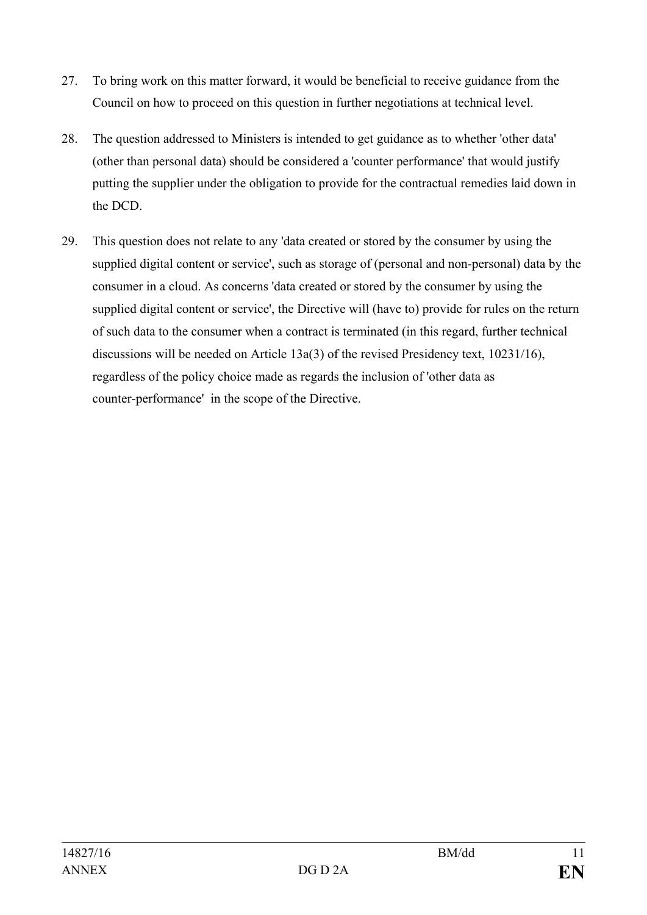27. To bring work on this matter forward, it would be beneficial to receive guidance from the Council on how to proceed on this question in further negotiations at technical level.

28. The question addressed to Ministers is intended to get guidance as to whether 'other data' (other than personal data) should be considered a 'counter performance' that would justify putting the supplier under the obligation to provide for the contractual remedies laid down in the DCD.

29. This question does not relate to any 'data created or stored by the consumer by using the supplied digital content or service', such as storage of (personal and non-personal) data by the consumer in a cloud. As concerns 'data created or stored by the consumer by using the supplied digital content or service', the Directive will (have to) provide for rules on the return of such data to the consumer when a contract is terminated (in this regard, further technical discussions will be needed on Article 13a(3) of the revised Presidency text, 10231/16), regardless of the policy choice made as regards the inclusion of 'other data as counter-performance' in the scope of the Directive.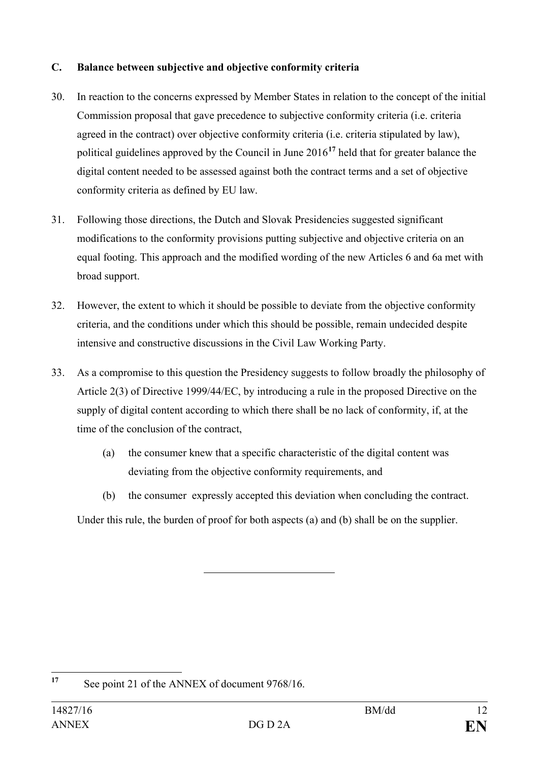## C. Balance between subjective and objective conformity criteria

30. In reaction to the concerns expressed by Member States in relation to the concept of the initial Commission proposal that gave precedence to subjective conformity criteria (i.e. criteria agreed in the contract) over objective conformity criteria (i.e. criteria stipulated by law), political guidelines approved by the Council in June 2016[17] held that for greater balance the digital content needed to be assessed against both the contract terms and a set of objective conformity criteria as defined by EU law.

31. Following those directions, the Dutch and Slovak Presidencies suggested significant modifications to the conformity provisions putting subjective and objective criteria on an equal footing. This approach and the modified wording of the new Articles 6 and 6a met with broad support.

32. However, the extent to which it should be possible to deviate from the objective conformity criteria, and the conditions under which this should be possible, remain undecided despite intensive and constructive discussions in the Civil Law Working Party.

33. As a compromise to this question the Presidency suggests to follow broadly the philosophy of Article 2(3) of Directive 1999/44/EC, by introducing a rule in the proposed Directive on the supply of digital content according to which there shall be no lack of conformity, if, at the time of the conclusion of the contract,

    (a) the consumer knew that a specific characteristic of the digital content was deviating from the objective conformity requirements, and

    (b) the consumer expressly accepted this deviation when concluding the contract.

    Under this rule, the burden of proof for both aspects (a) and (b) shall be on the supplier.

---

[17] See point 21 of the ANNEX of document 9768/16.